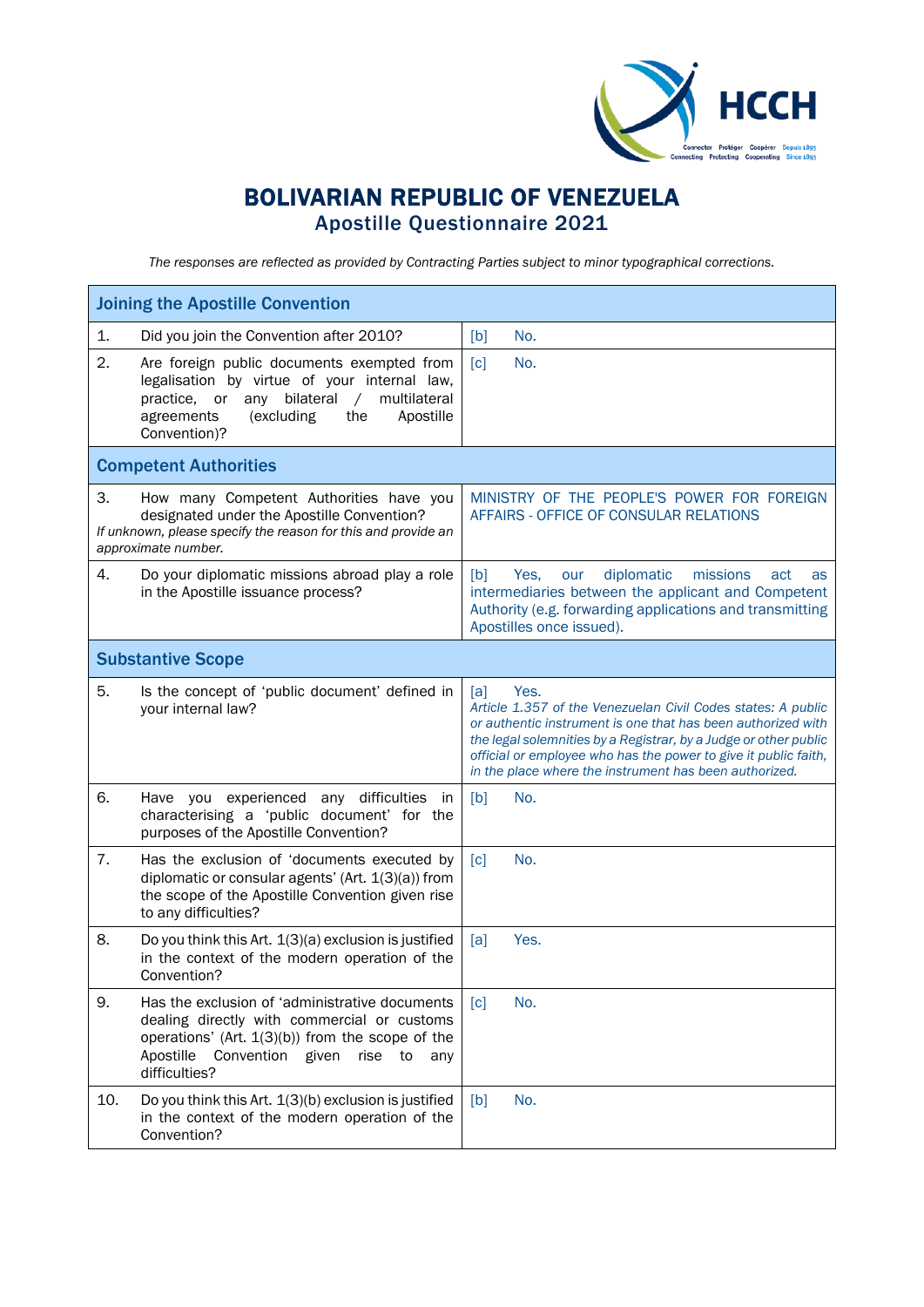# BOLIVARIAN REPUBLIC OF VENEZUELA
## Apostille Questionnaire 2021

*The responses are reflected as provided by Contracting Parties subject to minor typographical corrections.*

| **Joining the Apostille Convention** | |
|---|---|
| 1. Did you join the Convention after 2010? | [b] No. |
| 2. Are foreign public documents exempted from legalisation by virtue of your internal law, practice, or any bilateral / multilateral agreements (excluding the Apostille Convention)? | [c] No. |
| **Competent Authorities** | |
| 3. How many Competent Authorities have you designated under the Apostille Convention? *If unknown, please specify the reason for this and provide an approximate number.* | MINISTRY OF THE PEOPLE'S POWER FOR FOREIGN AFFAIRS - OFFICE OF CONSULAR RELATIONS |
| 4. Do your diplomatic missions abroad play a role in the Apostille issuance process? | [b] Yes, our diplomatic missions act as intermediaries between the applicant and Competent Authority (e.g. forwarding applications and transmitting Apostilles once issued). |
| **Substantive Scope** | |
| 5. Is the concept of 'public document' defined in your internal law? | [a] Yes. *Article 1.357 of the Venezuelan Civil Codes states: A public or authentic instrument is one that has been authorized with the legal solemnities by a Registrar, by a Judge or other public official or employee who has the power to give it public faith, in the place where the instrument has been authorized.* |
| 6. Have you experienced any difficulties in characterising a 'public document' for the purposes of the Apostille Convention? | [b] No. |
| 7. Has the exclusion of 'documents executed by diplomatic or consular agents' (Art. 1(3)(a)) from the scope of the Apostille Convention given rise to any difficulties? | [c] No. |
| 8. Do you think this Art. 1(3)(a) exclusion is justified in the context of the modern operation of the Convention? | [a] Yes. |
| 9. Has the exclusion of 'administrative documents dealing directly with commercial or customs operations' (Art. 1(3)(b)) from the scope of the Apostille Convention given rise to any difficulties? | [c] No. |
| 10. Do you think this Art. 1(3)(b) exclusion is justified in the context of the modern operation of the Convention? | [b] No. |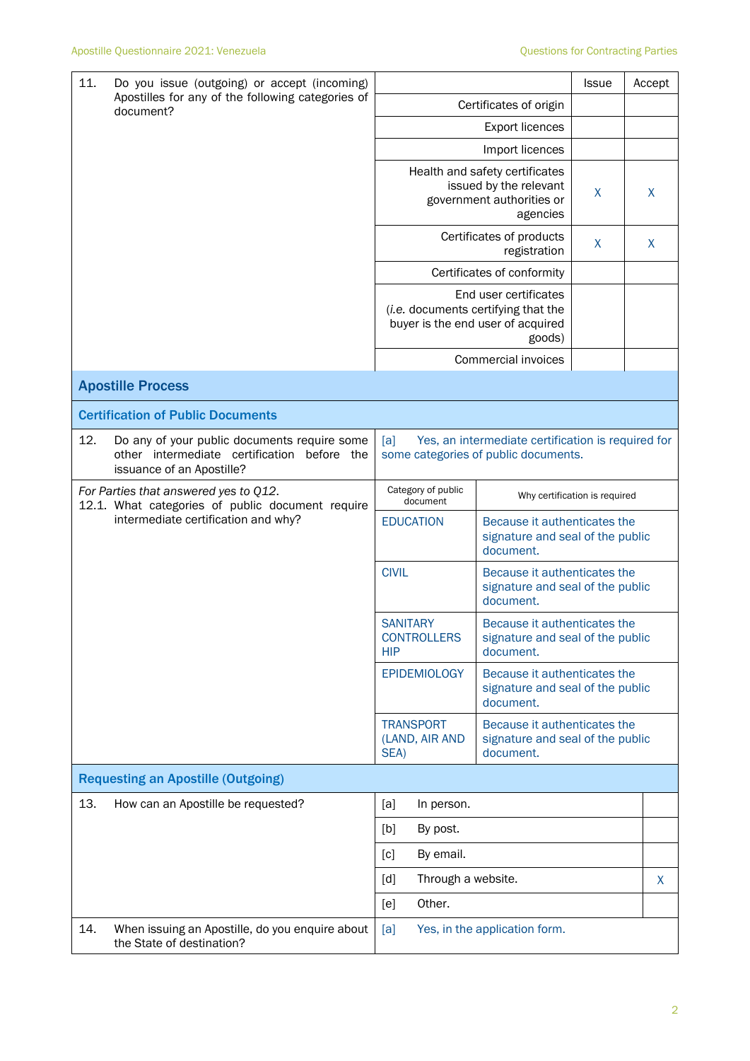| 11. Do you issue (outgoing) or accept (incoming) Apostilles for any of the following categories of document? | | Issue | Accept |
|---|---|---|---|
| | Certificates of origin | | |
| | Export licences | | |
| | Import licences | | |
| | Health and safety certificates issued by the relevant government authorities or agencies | X | X |
| | Certificates of products registration | X | X |
| | Certificates of conformity | | |
| | End user certificates (*i.e.* documents certifying that the buyer is the end user of acquired goods) | | |
| | Commercial invoices | | |

## Apostille Process

### Certification of Public Documents

| 12. Do any of your public documents require some other intermediate certification before the issuance of an Apostille? | [a] Yes, an intermediate certification is required for some categories of public documents. |
|---|---|

| *For Parties that answered yes to Q12.* 12.1. What categories of public document require intermediate certification and why? | Category of public document | Why certification is required |
|---|---|---|
| | EDUCATION | Because it authenticates the signature and seal of the public document. |
| | CIVIL | Because it authenticates the signature and seal of the public document. |
| | SANITARY CONTROLLERS HIP | Because it authenticates the signature and seal of the public document. |
| | EPIDEMIOLOGY | Because it authenticates the signature and seal of the public document. |
| | TRANSPORT (LAND, AIR AND SEA) | Because it authenticates the signature and seal of the public document. |

### Requesting an Apostille (Outgoing)

| 13. How can an Apostille be requested? | | |
|---|---|---|
| | [a] In person. | |
| | [b] By post. | |
| | [c] By email. | |
| | [d] Through a website. | X |
| | [e] Other. | |

| 14. When issuing an Apostille, do you enquire about the State of destination? | [a] Yes, in the application form. |
|---|---|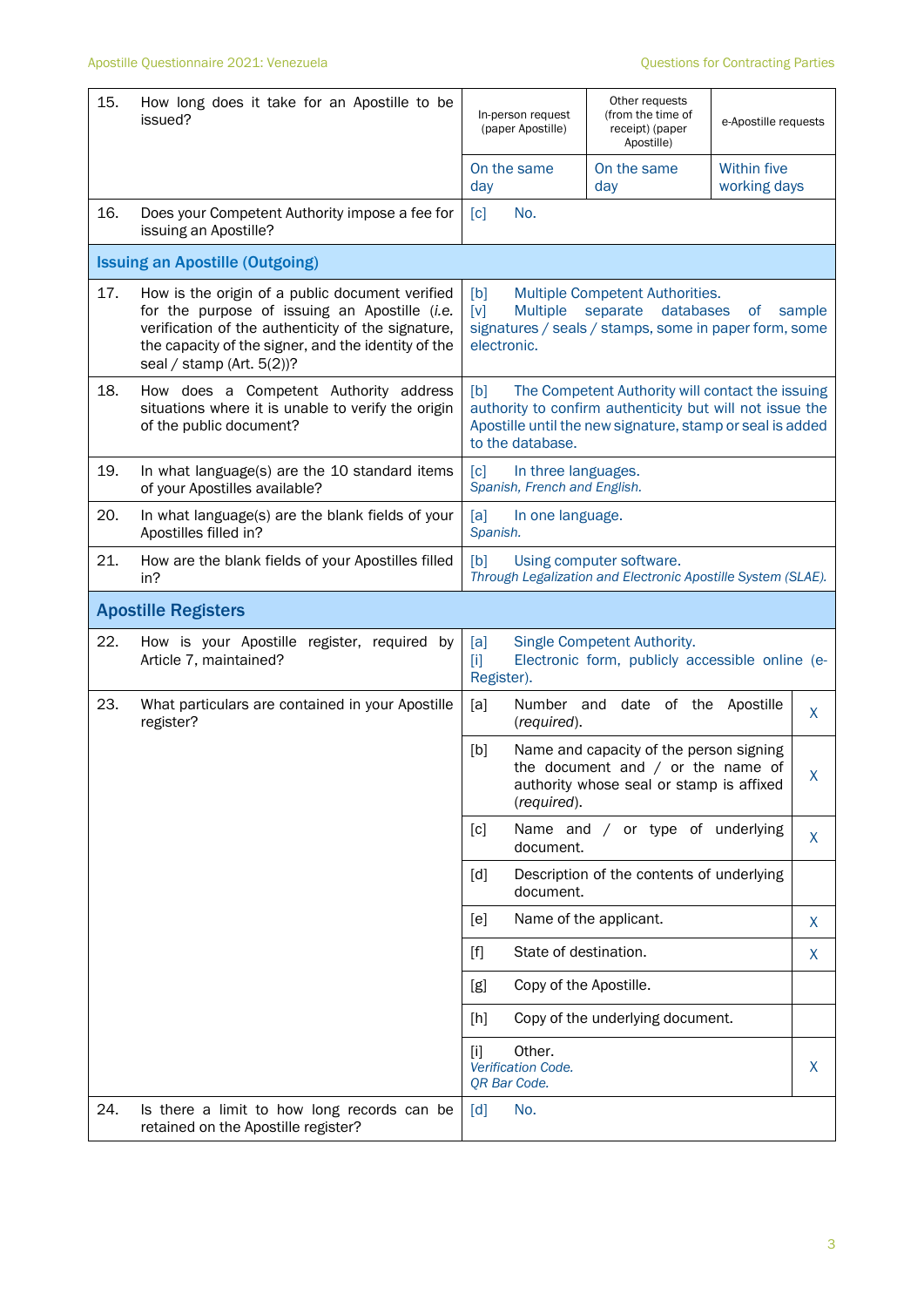| | | | | |
|---|---|---|---|---|
| 15. | How long does it take for an Apostille to be issued? | In-person request (paper Apostille) | Other requests (from the time of receipt) (paper Apostille) | e-Apostille requests |
| | | On the same day | On the same day | Within five working days |
| 16. | Does your Competent Authority impose a fee for issuing an Apostille? | [c] No. | | |

| | | |
|---|---|---|
| **Issuing an Apostille (Outgoing)** | | |
| 17. | How is the origin of a public document verified for the purpose of issuing an Apostille (*i.e.* verification of the authenticity of the signature, the capacity of the signer, and the identity of the seal / stamp (Art. 5(2))? | [b] Multiple Competent Authorities.<br>[v] Multiple separate databases of sample signatures / seals / stamps, some in paper form, some electronic. |
| 18. | How does a Competent Authority address situations where it is unable to verify the origin of the public document? | [b] The Competent Authority will contact the issuing authority to confirm authenticity but will not issue the Apostille until the new signature, stamp or seal is added to the database. |
| 19. | In what language(s) are the 10 standard items of your Apostilles available? | [c] In three languages.<br>*Spanish, French and English.* |
| 20. | In what language(s) are the blank fields of your Apostilles filled in? | [a] In one language.<br>*Spanish.* |
| 21. | How are the blank fields of your Apostilles filled in? | [b] Using computer software.<br>*Through Legalization and Electronic Apostille System (SLAE).* |

| | | | |
|---|---|---|---|
| **Apostille Registers** | | | |
| 22. | How is your Apostille register, required by Article 7, maintained? | [a] Single Competent Authority.<br>[i] Electronic form, publicly accessible online (e-Register). | |
| 23. | What particulars are contained in your Apostille register? | [a] Number and date of the Apostille (*required*). | X |
| | | [b] Name and capacity of the person signing the document and / or the name of authority whose seal or stamp is affixed (*required*). | X |
| | | [c] Name and / or type of underlying document. | X |
| | | [d] Description of the contents of underlying document. | |
| | | [e] Name of the applicant. | X |
| | | [f] State of destination. | X |
| | | [g] Copy of the Apostille. | |
| | | [h] Copy of the underlying document. | |
| | | [i] Other.<br>*Verification Code.*<br>*QR Bar Code.* | X |
| 24. | Is there a limit to how long records can be retained on the Apostille register? | [d] No. | |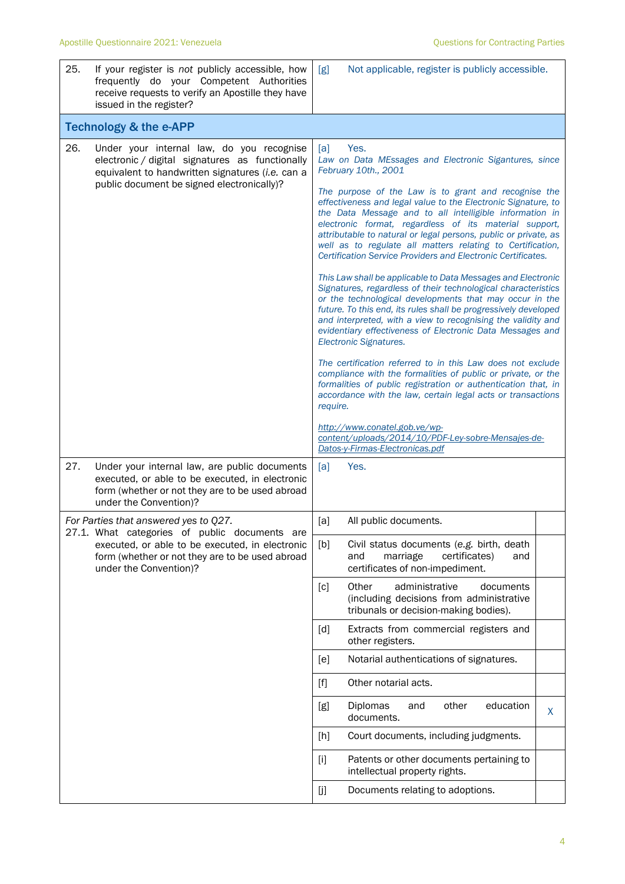| | |
|---|---|
| 25. If your register is *not* publicly accessible, how frequently do your Competent Authorities receive requests to verify an Apostille they have issued in the register? | [g] Not applicable, register is publicly accessible. |

## Technology & the e-APP

| | |
|---|---|
| 26. Under your internal law, do you recognise electronic / digital signatures as functionally equivalent to handwritten signatures (*i.e.* can a public document be signed electronically)? | [a] Yes.<br>*Law on Data MEssages and Electronic Sigantures, since February 10th., 2001*<br><br>*The purpose of the Law is to grant and recognise the effectiveness and legal value to the Electronic Signature, to the Data Message and to all intelligible information in electronic format, regardless of its material support, attributable to natural or legal persons, public or private, as well as to regulate all matters relating to Certification, Certification Service Providers and Electronic Certificates.*<br><br>*This Law shall be applicable to Data Messages and Electronic Signatures, regardless of their technological characteristics or the technological developments that may occur in the future. To this end, its rules shall be progressively developed and interpreted, with a view to recognising the validity and evidentiary effectiveness of Electronic Data Messages and Electronic Signatures.*<br><br>*The certification referred to in this Law does not exclude compliance with the formalities of public or private, or the formalities of public registration or authentication that, in accordance with the law, certain legal acts or transactions require.*<br><br>*http://www.conatel.gob.ve/wp-content/uploads/2014/10/PDF-Ley-sobre-Mensajes-de-Datos-y-Firmas-Electronicas.pdf* |
| 27. Under your internal law, are public documents executed, or able to be executed, in electronic form (whether or not they are to be used abroad under the Convention)? | [a] Yes. |

| | | |
|---|---|---|
| *For Parties that answered yes to Q27.*<br>27.1. What categories of public documents are executed, or able to be executed, in electronic form (whether or not they are to be used abroad under the Convention)? | [a] All public documents. | |
| | [b] Civil status documents (*e.g.* birth, death and marriage certificates) and certificates of non-impediment. | |
| | [c] Other administrative documents (including decisions from administrative tribunals or decision-making bodies). | |
| | [d] Extracts from commercial registers and other registers. | |
| | [e] Notarial authentications of signatures. | |
| | [f] Other notarial acts. | |
| | [g] Diplomas and other education documents. | X |
| | [h] Court documents, including judgments. | |
| | [i] Patents or other documents pertaining to intellectual property rights. | |
| | [j] Documents relating to adoptions. | |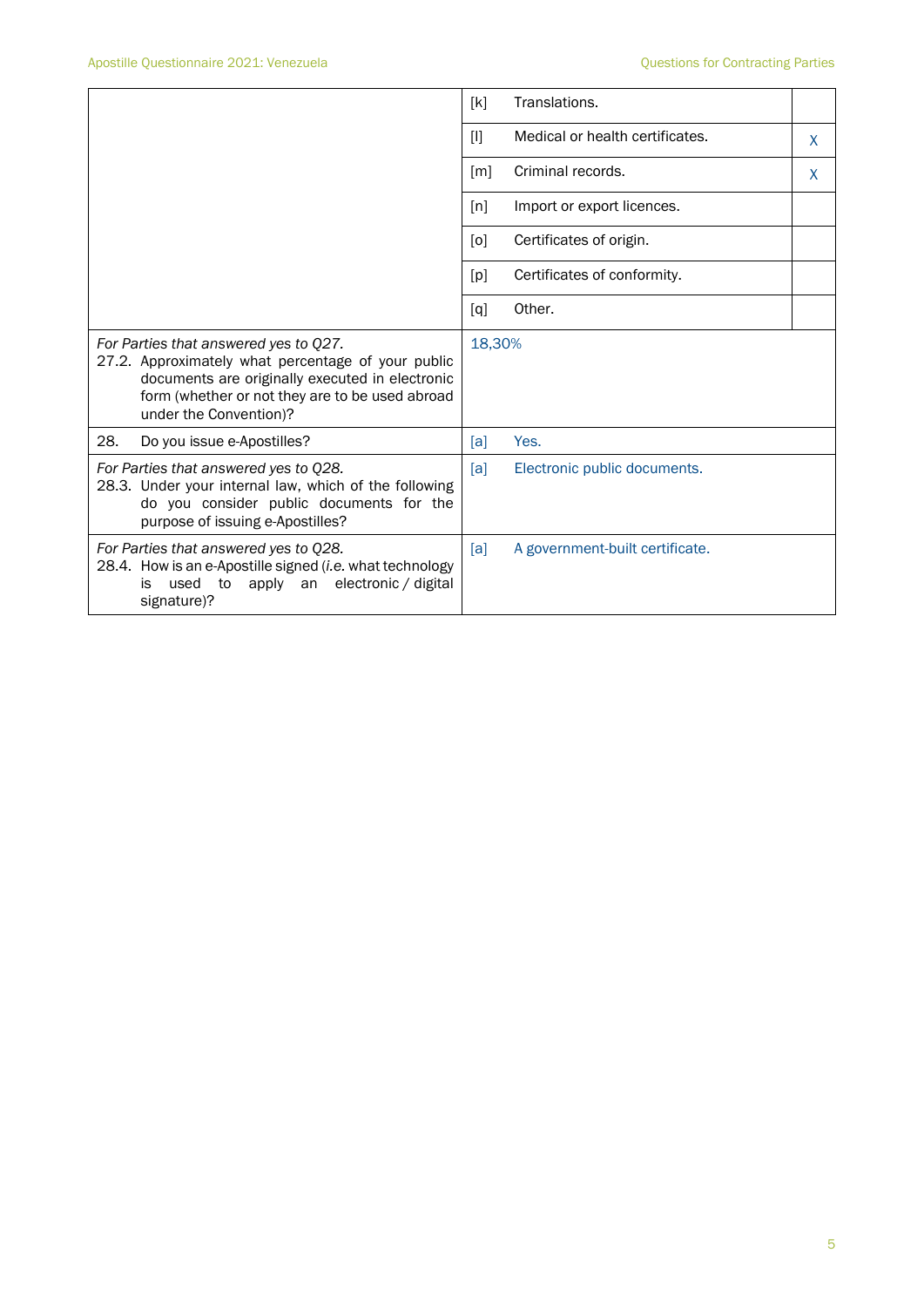| | | | |
|---|---|---|---|
| | [k] | Translations. | |
| | [l] | Medical or health certificates. | X |
| | [m] | Criminal records. | X |
| | [n] | Import or export licences. | |
| | [o] | Certificates of origin. | |
| | [p] | Certificates of conformity. | |
| | [q] | Other. | |
| *For Parties that answered yes to Q27.* 27.2. Approximately what percentage of your public documents are originally executed in electronic form (whether or not they are to be used abroad under the Convention)? | 18,30% | | |
| 28. Do you issue e-Apostilles? | [a] | Yes. | |
| *For Parties that answered yes to Q28.* 28.3. Under your internal law, which of the following do you consider public documents for the purpose of issuing e-Apostilles? | [a] | Electronic public documents. | |
| *For Parties that answered yes to Q28.* 28.4. How is an e-Apostille signed (*i.e.* what technology is used to apply an electronic / digital signature)? | [a] | A government-built certificate. | |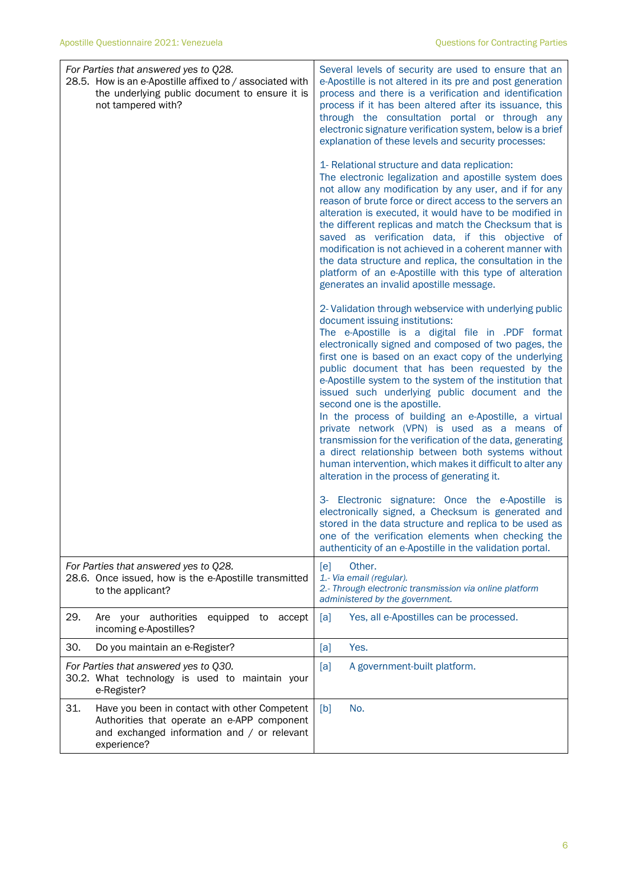| | |
|---|---|
| *For Parties that answered yes to Q28.*<br>28.5. How is an e-Apostille affixed to / associated with the underlying public document to ensure it is not tampered with? | Several levels of security are used to ensure that an e-Apostille is not altered in its pre and post generation process and there is a verification and identification process if it has been altered after its issuance, this through the consultation portal or through any electronic signature verification system, below is a brief explanation of these levels and security processes:<br><br>1- Relational structure and data replication:<br>The electronic legalization and apostille system does not allow any modification by any user, and if for any reason of brute force or direct access to the servers an alteration is executed, it would have to be modified in the different replicas and match the Checksum that is saved as verification data, if this objective of modification is not achieved in a coherent manner with the data structure and replica, the consultation in the platform of an e-Apostille with this type of alteration generates an invalid apostille message.<br><br>2- Validation through webservice with underlying public document issuing institutions:<br>The e-Apostille is a digital file in .PDF format electronically signed and composed of two pages, the first one is based on an exact copy of the underlying public document that has been requested by the e-Apostille system to the system of the institution that issued such underlying public document and the second one is the apostille.<br>In the process of building an e-Apostille, a virtual private network (VPN) is used as a means of transmission for the verification of the data, generating a direct relationship between both systems without human intervention, which makes it difficult to alter any alteration in the process of generating it.<br><br>3- Electronic signature: Once the e-Apostille is electronically signed, a Checksum is generated and stored in the data structure and replica to be used as one of the verification elements when checking the authenticity of an e-Apostille in the validation portal. |
| *For Parties that answered yes to Q28.*<br>28.6. Once issued, how is the e-Apostille transmitted to the applicant? | [e] Other.<br>*1.- Via email (regular).*<br>*2.- Through electronic transmission via online platform administered by the government.* |
| 29. Are your authorities equipped to accept incoming e-Apostilles? | [a] Yes, all e-Apostilles can be processed. |
| 30. Do you maintain an e-Register? | [a] Yes. |
| *For Parties that answered yes to Q30.*<br>30.2. What technology is used to maintain your e-Register? | [a] A government-built platform. |
| 31. Have you been in contact with other Competent Authorities that operate an e-APP component and exchanged information and / or relevant experience? | [b] No. |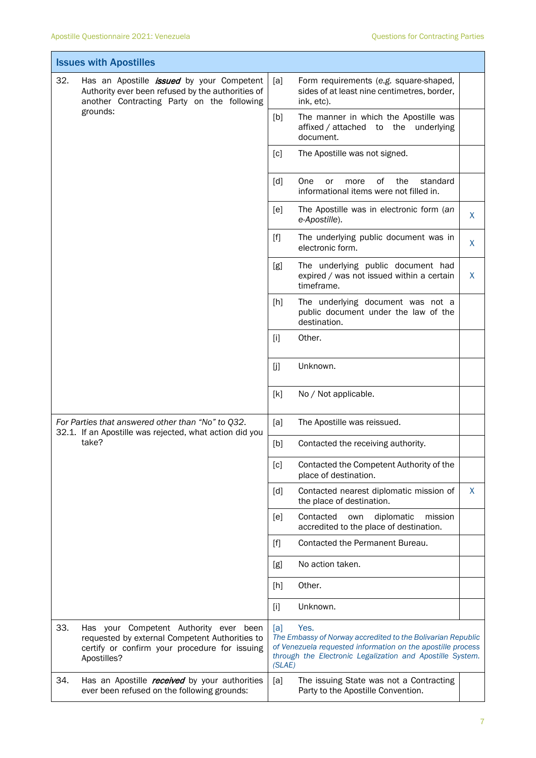| Issues with Apostilles | | | |
|---|---|---|---|
| 32. Has an Apostille ***issued*** by your Competent Authority ever been refused by the authorities of another Contracting Party on the following grounds: | [a] | Form requirements (*e.g.* square-shaped, sides of at least nine centimetres, border, ink, etc). | |
| | [b] | The manner in which the Apostille was affixed / attached to the underlying document. | |
| | [c] | The Apostille was not signed. | |
| | [d] | One or more of the standard informational items were not filled in. | |
| | [e] | The Apostille was in electronic form (*an e-Apostille*). | X |
| | [f] | The underlying public document was in electronic form. | X |
| | [g] | The underlying public document had expired / was not issued within a certain timeframe. | X |
| | [h] | The underlying document was not a public document under the law of the destination. | |
| | [i] | Other. | |
| | [j] | Unknown. | |
| | [k] | No / Not applicable. | |
| *For Parties that answered other than "No" to Q32.* 32.1. If an Apostille was rejected, what action did you take? | [a] | The Apostille was reissued. | |
| | [b] | Contacted the receiving authority. | |
| | [c] | Contacted the Competent Authority of the place of destination. | |
| | [d] | Contacted nearest diplomatic mission of the place of destination. | X |
| | [e] | Contacted own diplomatic mission accredited to the place of destination. | |
| | [f] | Contacted the Permanent Bureau. | |
| | [g] | No action taken. | |
| | [h] | Other. | |
| | [i] | Unknown. | |
| 33. Has your Competent Authority ever been requested by external Competent Authorities to certify or confirm your procedure for issuing Apostilles? | [a] | Yes. *The Embassy of Norway accredited to the Bolivarian Republic of Venezuela requested information on the apostille process through the Electronic Legalization and Apostille System. (SLAE)* | |
| 34. Has an Apostille ***received*** by your authorities ever been refused on the following grounds: | [a] | The issuing State was not a Contracting Party to the Apostille Convention. | |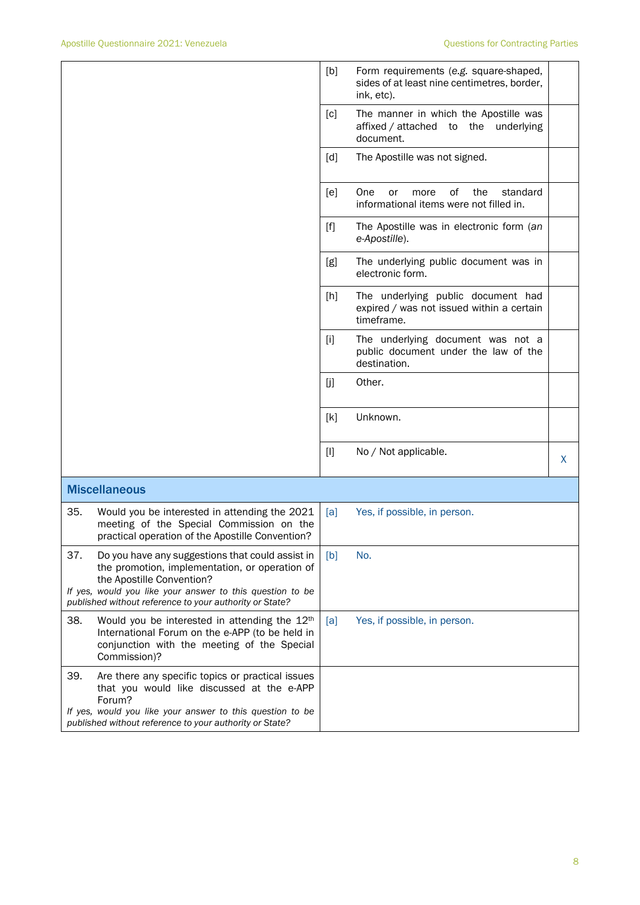| | | | |
|---|---|---|---|
| | [b] | Form requirements (*e.g.* square-shaped, sides of at least nine centimetres, border, ink, etc). | |
| | [c] | The manner in which the Apostille was affixed / attached to the underlying document. | |
| | [d] | The Apostille was not signed. | |
| | [e] | One or more of the standard informational items were not filled in. | |
| | [f] | The Apostille was in electronic form (*an e-Apostille*). | |
| | [g] | The underlying public document was in electronic form. | |
| | [h] | The underlying public document had expired / was not issued within a certain timeframe. | |
| | [i] | The underlying document was not a public document under the law of the destination. | |
| | [j] | Other. | |
| | [k] | Unknown. | |
| | [l] | No / Not applicable. | X |

## Miscellaneous

| | | |
|---|---|---|
| 35. Would you be interested in attending the 2021 meeting of the Special Commission on the practical operation of the Apostille Convention? | [a] | Yes, if possible, in person. |
| 37. Do you have any suggestions that could assist in the promotion, implementation, or operation of the Apostille Convention? *If yes, would you like your answer to this question to be published without reference to your authority or State?* | [b] | No. |
| 38. Would you be interested in attending the 12th International Forum on the e-APP (to be held in conjunction with the meeting of the Special Commission)? | [a] | Yes, if possible, in person. |
| 39. Are there any specific topics or practical issues that you would like discussed at the e-APP Forum? *If yes, would you like your answer to this question to be published without reference to your authority or State?* | | |